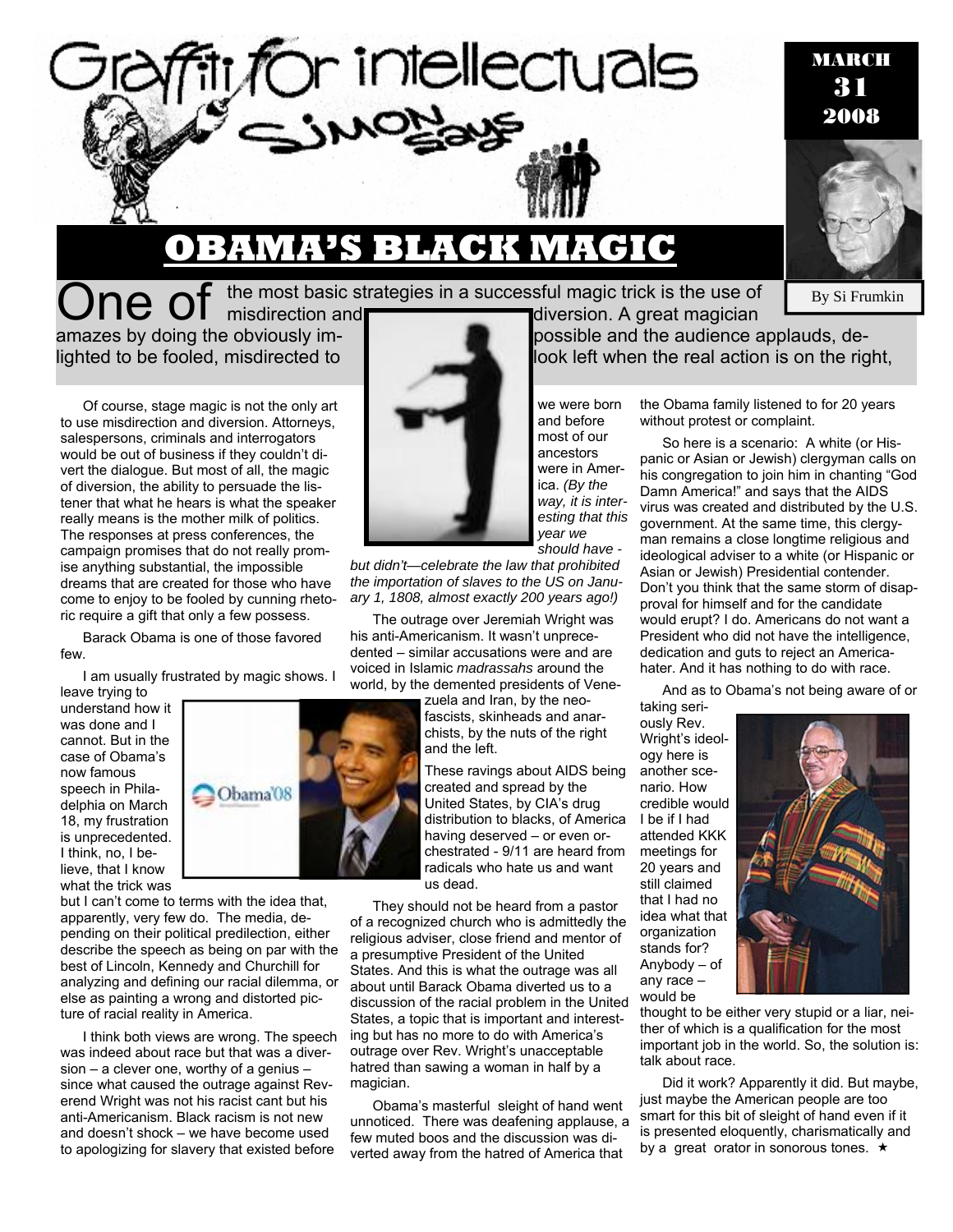Graffiti for intellectuals

SIMON says

MARCH 31 2008

By Si Frumkin

# OBAMA'S BLACK MAGIC

One of the most basic strategies in a successful magic trick is the use of misdirection and diversion. A great magician amazes by doing the obviously impossible and the audience applauds, delighted to be fooled, misdirected to look left when the real action is on the right,

Of course, stage magic is not the only art to use misdirection and diversion. Attorneys, salespersons, criminals and interrogators would be out of business if they couldn't divert the dialogue. But most of all, the magic of diversion, the ability to persuade the listener that what he hears is what the speaker really means is the mother milk of politics. The responses at press conferences, the campaign promises that do not really promise anything substantial, the impossible dreams that are created for those who have come to enjoy to be fooled by cunning rhetoric require a gift that only a few possess.

Barack Obama is one of those favored few.

I am usually frustrated by magic shows. I leave trying to understand how it was done and I cannot. But in the case of Obama's now famous speech in Philadelphia on March 18, my frustration is unprecedented. I think, no, I believe, that I know what the trick was but I can't come to terms with the idea that, apparently, very few do. The media, depending on their political predilection, either describe the speech as being on par with the best of Lincoln, Kennedy and Churchill for analyzing and defining our racial dilemma, or else as painting a wrong and distorted picture of racial reality in America.

I think both views are wrong. The speech was indeed about race but that was a diversion – a clever one, worthy of a genius – since what caused the outrage against Reverend Wright was not his racist cant but his anti-Americanism. Black racism is not new and doesn't shock – we have become used to apologizing for slavery that existed before we were born and before most of our ancestors were in America. *(By the way, it is interesting that this year we should have - but didn't—celebrate the law that prohibited the importation of slaves to the US on January 1, 1808, almost exactly 200 years ago!)*

The outrage over Jeremiah Wright was his anti-Americanism. It wasn't unprecedented – similar accusations were and are voiced in Islamic *madrassahs* around the world, by the demented presidents of Venezuela and Iran, by the neo-fascists, skinheads and anarchists, by the nuts of the right and the left.

These ravings about AIDS being created and spread by the United States, by CIA's drug distribution to blacks, of America having deserved – or even orchestrated - 9/11 are heard from radicals who hate us and want us dead.

They should not be heard from a pastor of a recognized church who is admittedly the religious adviser, close friend and mentor of a presumptive President of the United States. And this is what the outrage was all about until Barack Obama diverted us to a discussion of the racial problem in the United States, a topic that is important and interesting but has no more to do with America's outrage over Rev. Wright's unacceptable hatred than sawing a woman in half by a magician.

Obama's masterful sleight of hand went unnoticed. There was deafening applause, a few muted boos and the discussion was diverted away from the hatred of America that the Obama family listened to for 20 years without protest or complaint.

So here is a scenario: A white (or Hispanic or Asian or Jewish) clergyman calls on his congregation to join him in chanting "God Damn America!" and says that the AIDS virus was created and distributed by the U.S. government. At the same time, this clergyman remains a close longtime religious and ideological adviser to a white (or Hispanic or Asian or Jewish) Presidential contender. Don't you think that the same storm of disapproval for himself and for the candidate would erupt? I do. Americans do not want a President who did not have the intelligence, dedication and guts to reject an America-hater. And it has nothing to do with race.

And as to Obama's not being aware of or taking seriously Rev. Wright's ideology here is another scenario. How credible would I be if I had attended KKK meetings for 20 years and still claimed that I had no idea what that organization stands for? Anybody – of any race – would be thought to be either very stupid or a liar, neither of which is a qualification for the most important job in the world. So, the solution is: talk about race.

Did it work? Apparently it did. But maybe, just maybe the American people are too smart for this bit of sleight of hand even if it is presented eloquently, charismatically and by a great orator in sonorous tones. ★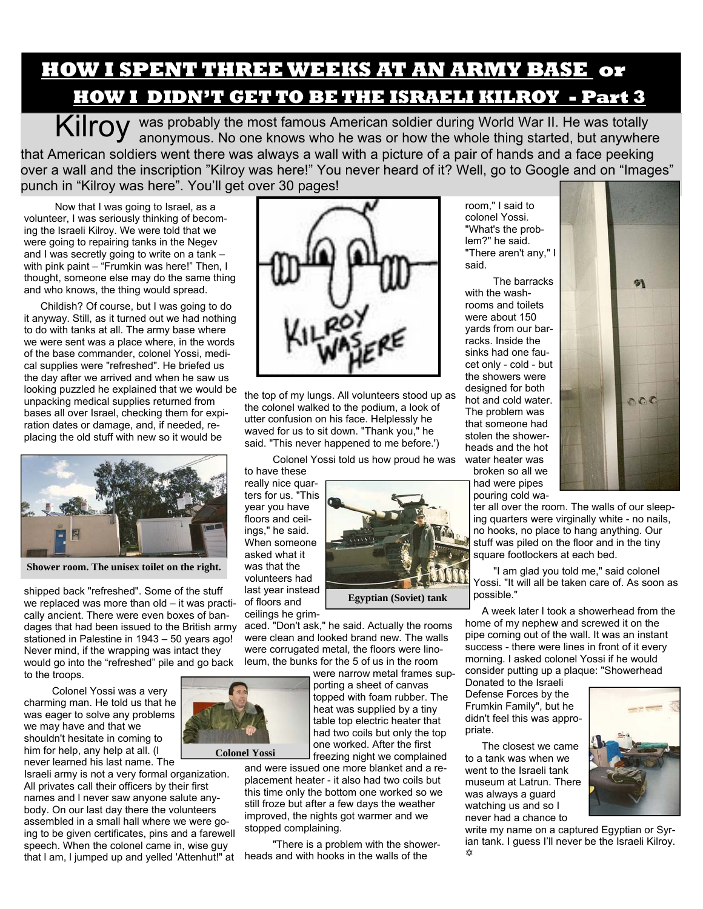# HOW I SPENT THREE WEEKS AT AN ARMY BASE or HOW I DIDN'T GET TO BE THE ISRAELI KILROY - Part 3

Kilroy was probably the most famous American soldier during World War II. He was totally anonymous. No one knows who he was or how the whole thing started, but anywhere that American soldiers went there was always a wall with a picture of a pair of hands and a face peeking over a wall and the inscription "Kilroy was here!" You never heard of it? Well, go to Google and on "Images" punch in "Kilroy was here". You'll get over 30 pages!

Now that I was going to Israel, as a volunteer, I was seriously thinking of becoming the Israeli Kilroy. We were told that we were going to repairing tanks in the Negev and I was secretly going to write on a tank – with pink paint – "Frumkin was here!" Then, I thought, someone else may do the same thing and who knows, the thing would spread.

Childish? Of course, but I was going to do it anyway. Still, as it turned out we had nothing to do with tanks at all. The army base where we were sent was a place where, in the words of the base commander, colonel Yossi, medical supplies were "refreshed". He briefed us the day after we arrived and when he saw us looking puzzled he explained that we would be unpacking medical supplies returned from bases all over Israel, checking them for expiration dates or damage, and, if needed, replacing the old stuff with new so it would be shipped back "refreshed". Some of the stuff we replaced was more than old – it was practically ancient. There were even boxes of bandages that had been issued to the British army stationed in Palestine in 1943 – 50 years ago! Never mind, if the wrapping was intact they would go into the "refreshed" pile and go back to the troops.

Shower room. The unisex toilet on the right.

Colonel Yossi was a very charming man. He told us that he was eager to solve any problems we may have and that we shouldn't hesitate in coming to him for help, any help at all. (I never learned his last name. The Israeli army is not a very formal organization. All privates call their officers by their first names and I never saw anyone salute anybody. On our last day there the volunteers assembled in a small hall where we were going to be given certificates, pins and a farewell speech. When the colonel came in, wise guy that I am, I jumped up and yelled 'Attenhut!' at the top of my lungs. All volunteers stood up as the colonel walked to the podium, a look of utter confusion on his face. Helplessly he waved for us to sit down. "Thank you," he said. "This never happened to me before.')

Colonel Yossi

Colonel Yossi told us how proud he was to have these really nice quarters for us. "This year you have floors and ceilings," he said. When someone asked what it was that the volunteers had last year instead of floors and ceilings he grimaced. "Don't ask," he said. Actually the rooms were clean and looked brand new. The walls were corrugated metal, the floors were linoleum, the bunks for the 5 of us in the room were narrow metal frames supporting a sheet of canvas topped with foam rubber. The heat was supplied by a tiny table top electric heater that had two coils but only the top one worked. After the first freezing night we complained and were issued one more blanket and a replacement heater - it also had two coils but this time only the bottom one worked so we still froze but after a few days the weather improved, the nights got warmer and we stopped complaining.

Egyptian (Soviet) tank

"There is a problem with the showerheads and with hooks in the walls of the room," I said to colonel Yossi. "What's the problem?" he said. "There aren't any," I said.

The barracks with the washrooms and toilets were about 150 yards from our barracks. Inside the sinks had one faucet only - cold - but the showers were designed for both hot and cold water. The problem was that someone had stolen the showerheads and the hot water heater was broken so all we had were pipes pouring cold water all over the room. The walls of our sleeping quarters were virginally white - no nails, no hooks, no place to hang anything. Our stuff was piled on the floor and in the tiny square footlockers at each bed.

"I am glad you told me," said colonel Yossi. "It will all be taken care of. As soon as possible."

A week later I took a showerhead from the home of my nephew and screwed it on the pipe coming out of the wall. It was an instant success - there were lines in front of it every morning. I asked colonel Yossi if he would consider putting up a plaque: "Showerhead Donated to the Israeli Defense Forces by the Frumkin Family", but he didn't feel this was appropriate.

The closest we came to a tank was when we went to the Israeli tank museum at Latrun. There was always a guard watching us and so I never had a chance to write my name on a captured Egyptian or Syrian tank. I guess I'll never be the Israeli Kilroy. ✡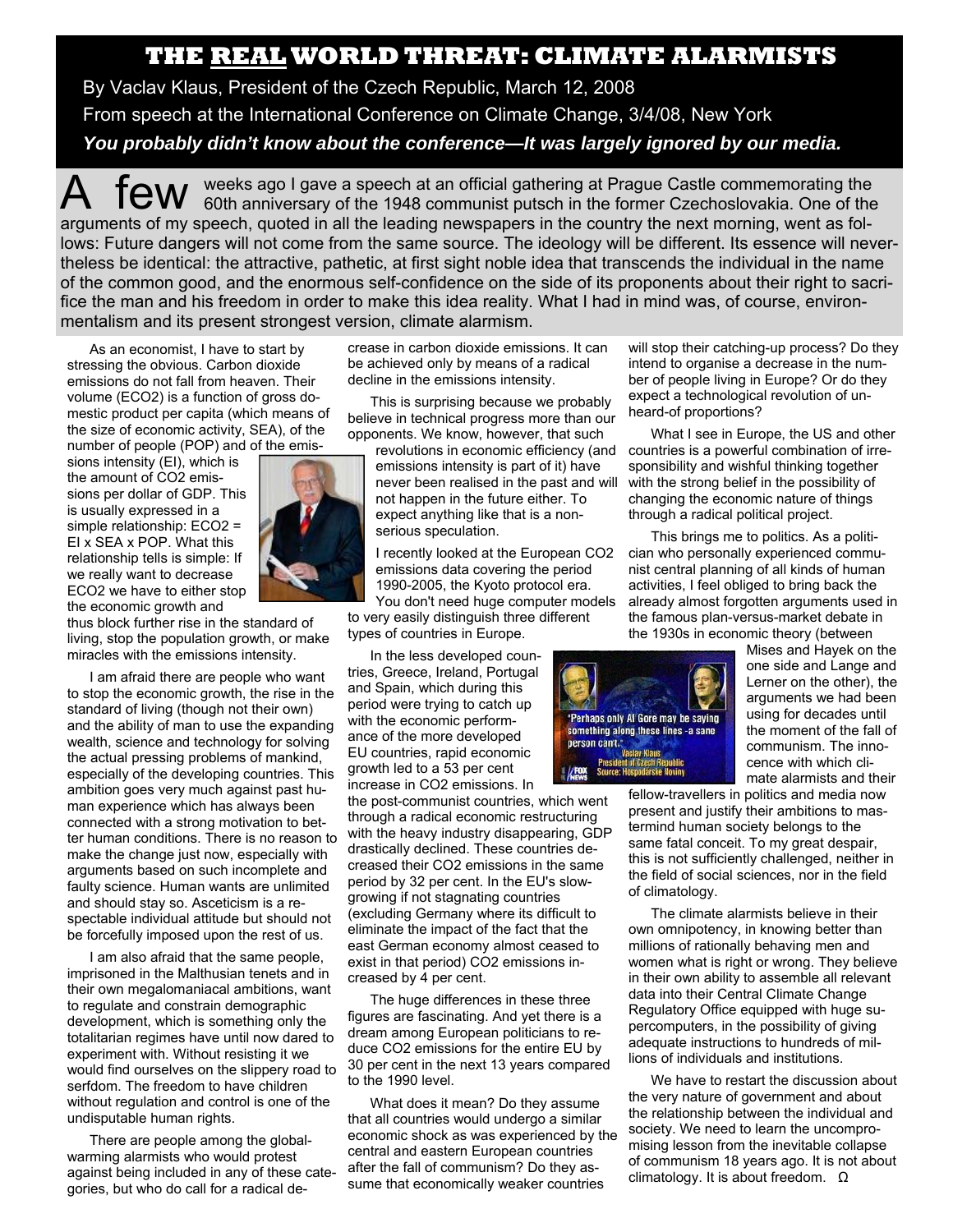# THE REAL WORLD THREAT: CLIMATE ALARMISTS

By Vaclav Klaus, President of the Czech Republic, March 12, 2008

From speech at the International Conference on Climate Change, 3/4/08, New York

***You probably didn't know about the conference—It was largely ignored by our media.***

A few weeks ago I gave a speech at an official gathering at Prague Castle commemorating the 60th anniversary of the 1948 communist putsch in the former Czechoslovakia. One of the arguments of my speech, quoted in all the leading newspapers in the country the next morning, went as follows: Future dangers will not come from the same source. The ideology will be different. Its essence will nevertheless be identical: the attractive, pathetic, at first sight noble idea that transcends the individual in the name of the common good, and the enormous self-confidence on the side of its proponents about their right to sacrifice the man and his freedom in order to make this idea reality. What I had in mind was, of course, environmentalism and its present strongest version, climate alarmism.

As an economist, I have to start by stressing the obvious. Carbon dioxide emissions do not fall from heaven. Their volume (ECO2) is a function of gross domestic product per capita (which means of the size of economic activity, SEA), of the number of people (POP) and of the emissions intensity (EI), which is the amount of CO2 emissions per dollar of GDP. This is usually expressed in a simple relationship: ECO2 = EI x SEA x POP. What this relationship tells is simple: If we really want to decrease ECO2 we have to either stop the economic growth and thus block further rise in the standard of living, stop the population growth, or make miracles with the emissions intensity.

I am afraid there are people who want to stop the economic growth, the rise in the standard of living (though not their own) and the ability of man to use the expanding wealth, science and technology for solving the actual pressing problems of mankind, especially of the developing countries. This ambition goes very much against past human experience which has always been connected with a strong motivation to better human conditions. There is no reason to make the change just now, especially with arguments based on such incomplete and faulty science. Human wants are unlimited and should stay so. Asceticism is a respectable individual attitude but should not be forcefully imposed upon the rest of us.

I am also afraid that the same people, imprisoned in the Malthusian tenets and in their own megalomaniacal ambitions, want to regulate and constrain demographic development, which is something only the totalitarian regimes have until now dared to experiment with. Without resisting it we would find ourselves on the slippery road to serfdom. The freedom to have children without regulation and control is one of the undisputable human rights.

There are people among the global-warming alarmists who would protest against being included in any of these categories, but who do call for a radical decrease in carbon dioxide emissions. It can be achieved only by means of a radical decline in the emissions intensity.

This is surprising because we probably believe in technical progress more than our opponents. We know, however, that such revolutions in economic efficiency (and emissions intensity is part of it) have never been realised in the past and will not happen in the future either. To expect anything like that is a non-serious speculation.

I recently looked at the European CO2 emissions data covering the period 1990-2005, the Kyoto protocol era. You don't need huge computer models to very easily distinguish three different types of countries in Europe.

In the less developed countries, Greece, Ireland, Portugal and Spain, which during this period were trying to catch up with the economic performance of the more developed EU countries, rapid economic growth led to a 53 per cent increase in CO2 emissions. In the post-communist countries, which went through a radical economic restructuring with the heavy industry disappearing, GDP drastically declined. These countries decreased their CO2 emissions in the same period by 32 per cent. In the EU's slow-growing if not stagnating countries (excluding Germany where its difficult to eliminate the impact of the fact that the east German economy almost ceased to exist in that period) CO2 emissions increased by 4 per cent.

The huge differences in these three figures are fascinating. And yet there is a dream among European politicians to reduce CO2 emissions for the entire EU by 30 per cent in the next 13 years compared to the 1990 level.

What does it mean? Do they assume that all countries would undergo a similar economic shock as was experienced by the central and eastern European countries after the fall of communism? Do they assume that economically weaker countries will stop their catching-up process? Do they intend to organise a decrease in the number of people living in Europe? Or do they expect a technological revolution of unheard-of proportions?

What I see in Europe, the US and other countries is a powerful combination of irresponsibility and wishful thinking together with the strong belief in the possibility of changing the economic nature of things through a radical political project.

This brings me to politics. As a politician who personally experienced communist central planning of all kinds of human activities, I feel obliged to bring back the already almost forgotten arguments used in the famous plan-versus-market debate in the 1930s in economic theory (between Mises and Hayek on the one side and Lange and Lerner on the other), the arguments we had been using for decades until the moment of the fall of communism. The innocence with which climate alarmists and their fellow-travellers in politics and media now present and justify their ambitions to mastermind human society belongs to the same fatal conceit. To my great despair, this is not sufficiently challenged, neither in the field of social sciences, nor in the field of climatology.

"Perhaps only Al Gore may be saying something along these lines - a sane person can't." Vaclav Klaus, President of Czech Republic. Source: Hospodářské Noviny

The climate alarmists believe in their own omnipotency, in knowing better than millions of rationally behaving men and women what is right or wrong. They believe in their own ability to assemble all relevant data into their Central Climate Change Regulatory Office equipped with huge supercomputers, in the possibility of giving adequate instructions to hundreds of millions of individuals and institutions.

We have to restart the discussion about the very nature of government and about the relationship between the individual and society. We need to learn the uncompromising lesson from the inevitable collapse of communism 18 years ago. It is not about climatology. It is about freedom. Ω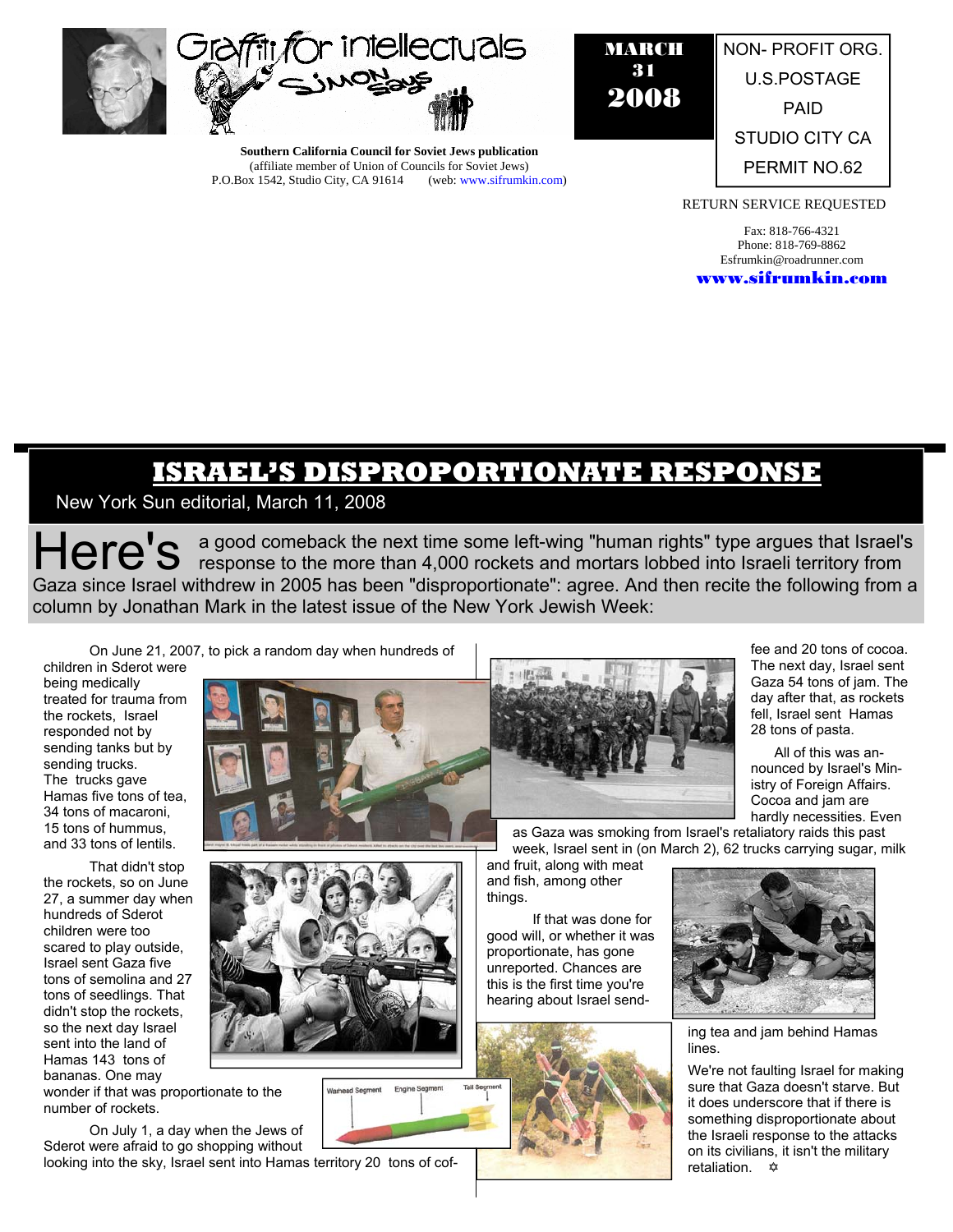Graffiti for intellectuals

Simon Says

Southern California Council for Soviet Jews publication
(affiliate member of Union of Councils for Soviet Jews)
P.O.Box 1542, Studio City, CA 91614 (web: www.sifrumkin.com)

MARCH 31 2008

NON- PROFIT ORG.
U.S.POSTAGE
PAID
STUDIO CITY CA
PERMIT NO.62

RETURN SERVICE REQUESTED

Fax: 818-766-4321
Phone: 818-769-8862
Esfrumkin@roadrunner.com
**www.sifrumkin.com**

# ISRAEL'S DISPROPORTIONATE RESPONSE

New York Sun editorial, March 11, 2008

Here's a good comeback the next time some left-wing "human rights" type argues that Israel's response to the more than 4,000 rockets and mortars lobbed into Israeli territory from Gaza since Israel withdrew in 2005 has been "disproportionate": agree. And then recite the following from a column by Jonathan Mark in the latest issue of the New York Jewish Week:

On June 21, 2007, to pick a random day when hundreds of children in Sderot were being medically treated for trauma from the rockets, Israel responded not by sending tanks but by sending trucks. The trucks gave Hamas five tons of tea, 34 tons of macaroni, 15 tons of hummus, and 33 tons of lentils.

That didn't stop the rockets, so on June 27, a summer day when hundreds of Sderot children were too scared to play outside, Israel sent Gaza five tons of semolina and 27 tons of seedlings. That didn't stop the rockets, so the next day Israel sent into the land of Hamas 143 tons of bananas. One may wonder if that was proportionate to the number of rockets.

On July 1, a day when the Jews of Sderot were afraid to go shopping without looking into the sky, Israel sent into Hamas territory 20 tons of coffee and 20 tons of cocoa. The next day, Israel sent Gaza 54 tons of jam. The day after that, as rockets fell, Israel sent Hamas 28 tons of pasta.

All of this was announced by Israel's Ministry of Foreign Affairs. Cocoa and jam are hardly necessities. Even as Gaza was smoking from Israel's retaliatory raids this past week, Israel sent in (on March 2), 62 trucks carrying sugar, milk and fruit, along with meat and fish, among other things.

If that was done for good will, or whether it was proportionate, has gone unreported. Chances are this is the first time you're hearing about Israel sending tea and jam behind Hamas lines.

We're not faulting Israel for making sure that Gaza doesn't starve. But it does underscore that if there is something disproportionate about the Israeli response to the attacks on its civilians, it isn't the military retaliation. ✡